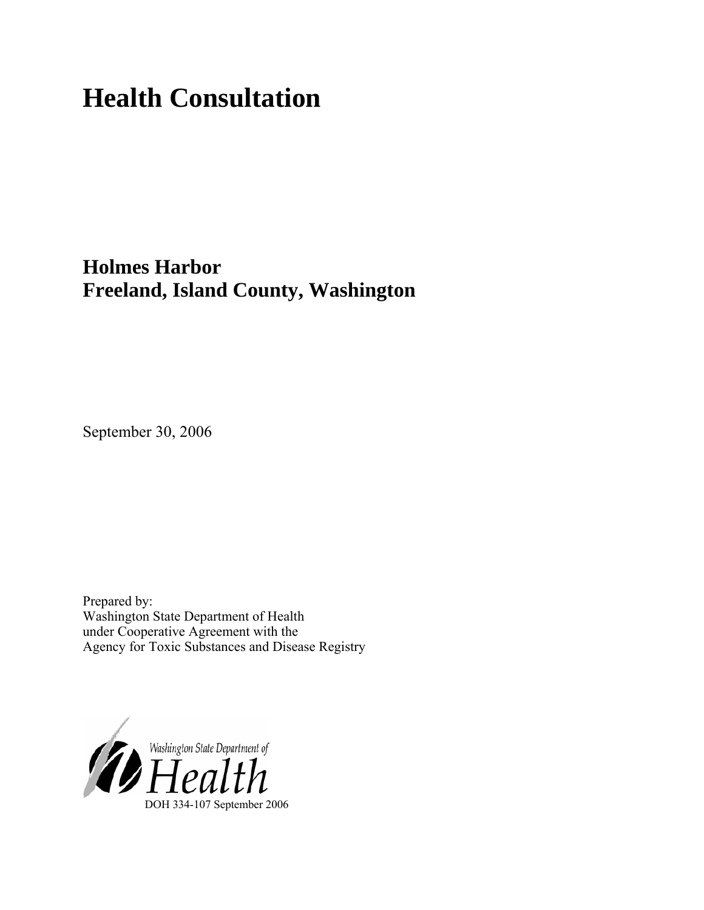# Health Consultation

## Holmes Harbor
## Freeland, Island County, Washington

September 30, 2006

Prepared by:
Washington State Department of Health
under Cooperative Agreement with the
Agency for Toxic Substances and Disease Registry

Washington State Department of Health

DOH 334-107 September 2006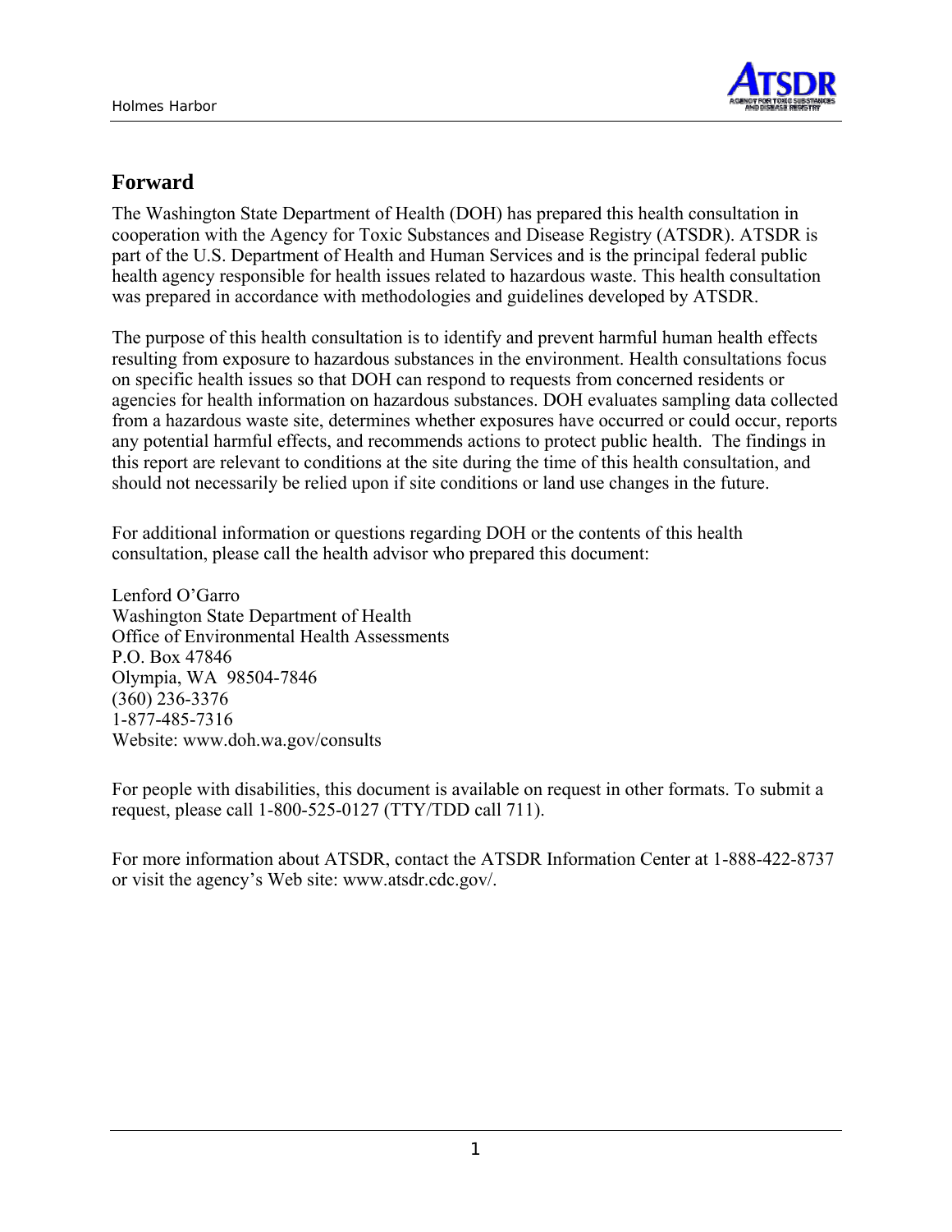## Forward

The Washington State Department of Health (DOH) has prepared this health consultation in cooperation with the Agency for Toxic Substances and Disease Registry (ATSDR). ATSDR is part of the U.S. Department of Health and Human Services and is the principal federal public health agency responsible for health issues related to hazardous waste. This health consultation was prepared in accordance with methodologies and guidelines developed by ATSDR.

The purpose of this health consultation is to identify and prevent harmful human health effects resulting from exposure to hazardous substances in the environment. Health consultations focus on specific health issues so that DOH can respond to requests from concerned residents or agencies for health information on hazardous substances. DOH evaluates sampling data collected from a hazardous waste site, determines whether exposures have occurred or could occur, reports any potential harmful effects, and recommends actions to protect public health. The findings in this report are relevant to conditions at the site during the time of this health consultation, and should not necessarily be relied upon if site conditions or land use changes in the future.

For additional information or questions regarding DOH or the contents of this health consultation, please call the health advisor who prepared this document:

Lenford O'Garro
Washington State Department of Health
Office of Environmental Health Assessments
P.O. Box 47846
Olympia, WA 98504-7846
(360) 236-3376
1-877-485-7316
Website: www.doh.wa.gov/consults

For people with disabilities, this document is available on request in other formats. To submit a request, please call 1-800-525-0127 (TTY/TDD call 711).

For more information about ATSDR, contact the ATSDR Information Center at 1-888-422-8737 or visit the agency's Web site: www.atsdr.cdc.gov/.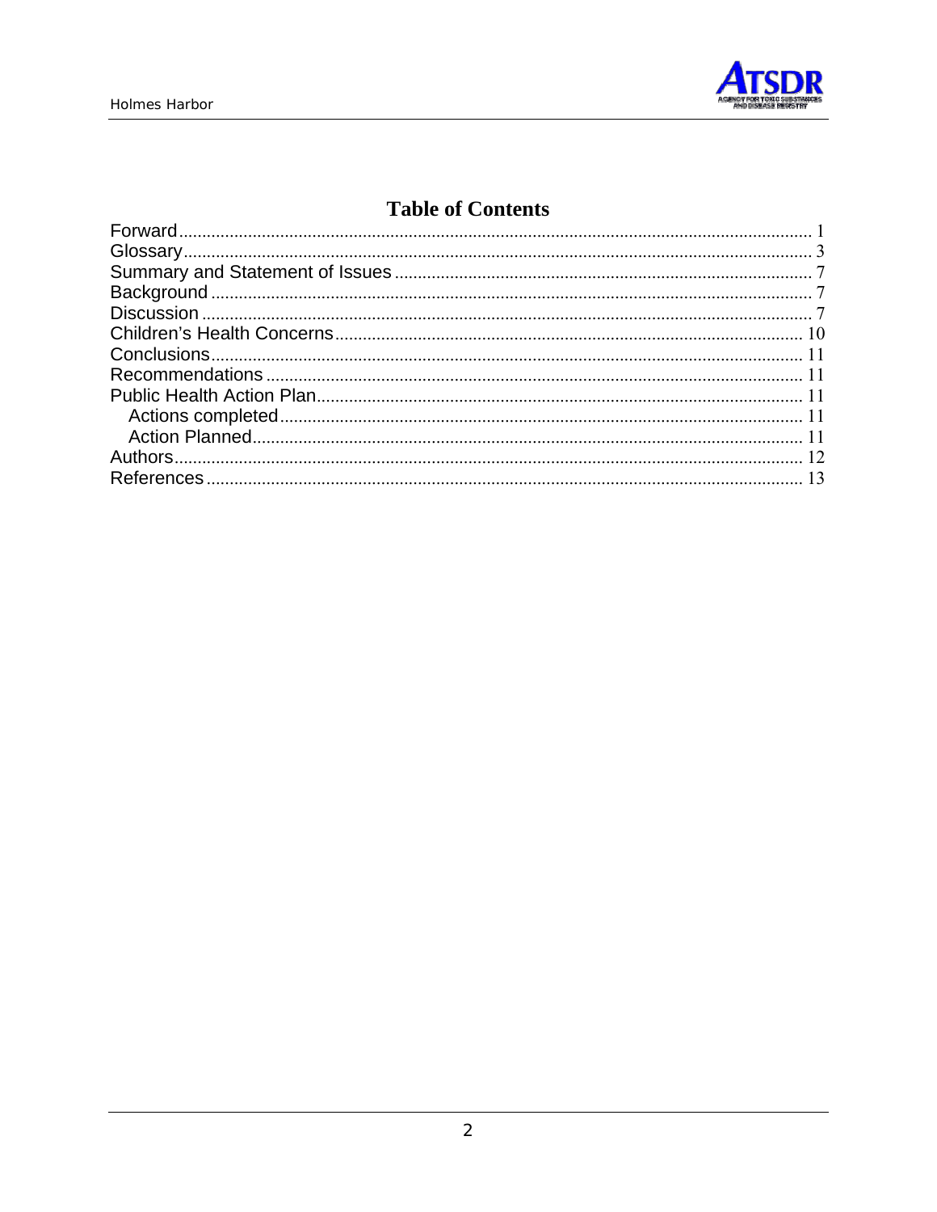# Table of Contents

Forward ........................................................................................................................ 1
Glossary ........................................................................................................................ 3
Summary and Statement of Issues ........................................................................... 7
Background ................................................................................................................. 7
Discussion .................................................................................................................... 7
Children's Health Concerns ....................................................................................... 10
Conclusions ................................................................................................................ 11
Recommendations ..................................................................................................... 11
Public Health Action Plan .......................................................................................... 11
  Actions completed ................................................................................................. 11
  Action Planned ....................................................................................................... 11
Authors ........................................................................................................................ 12
References ................................................................................................................... 13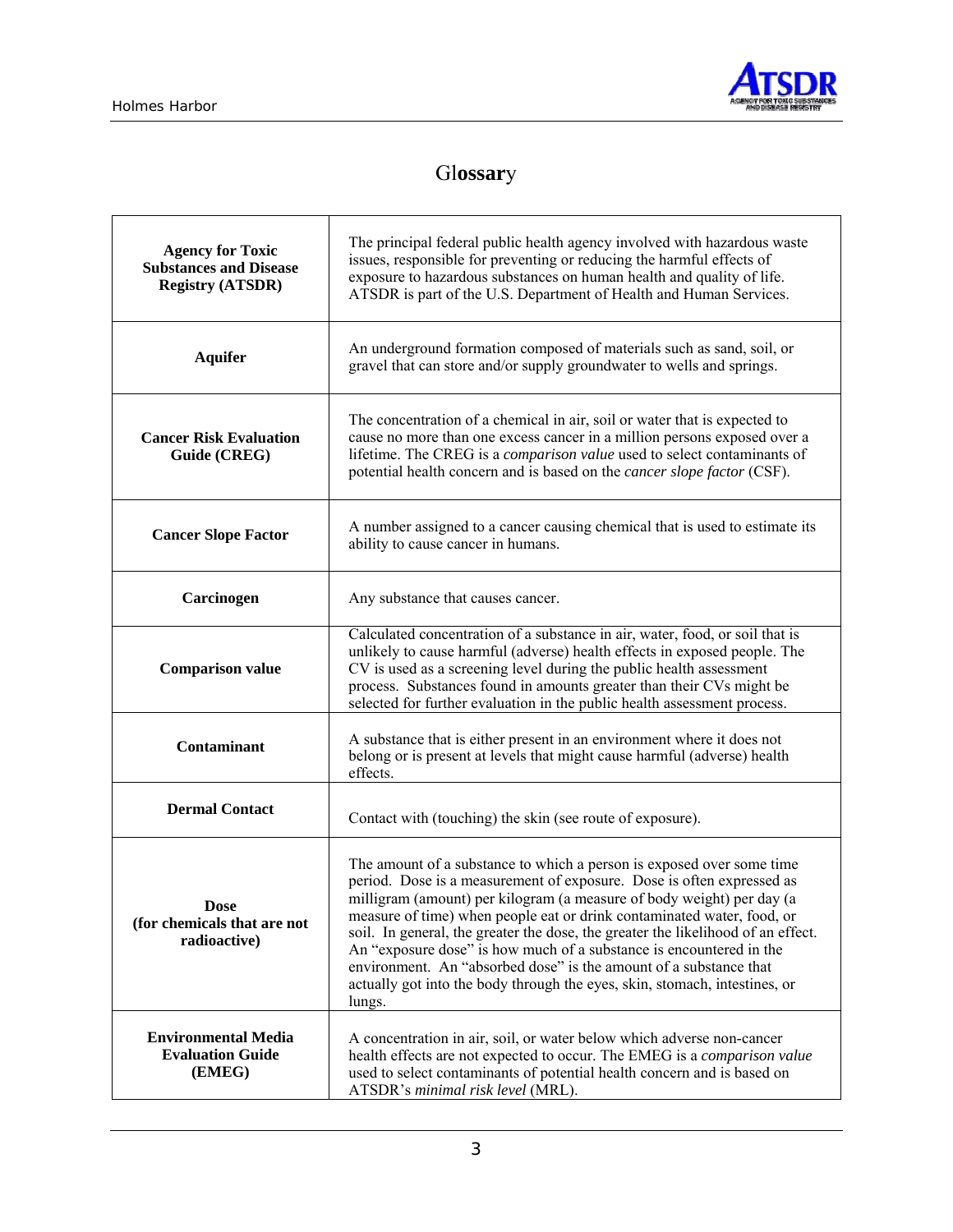# Glossary

| | |
|---|---|
| **Agency for Toxic Substances and Disease Registry (ATSDR)** | The principal federal public health agency involved with hazardous waste issues, responsible for preventing or reducing the harmful effects of exposure to hazardous substances on human health and quality of life. ATSDR is part of the U.S. Department of Health and Human Services. |
| **Aquifer** | An underground formation composed of materials such as sand, soil, or gravel that can store and/or supply groundwater to wells and springs. |
| **Cancer Risk Evaluation Guide (CREG)** | The concentration of a chemical in air, soil or water that is expected to cause no more than one excess cancer in a million persons exposed over a lifetime. The CREG is a *comparison value* used to select contaminants of potential health concern and is based on the *cancer slope factor* (CSF). |
| **Cancer Slope Factor** | A number assigned to a cancer causing chemical that is used to estimate its ability to cause cancer in humans. |
| **Carcinogen** | Any substance that causes cancer. |
| **Comparison value** | Calculated concentration of a substance in air, water, food, or soil that is unlikely to cause harmful (adverse) health effects in exposed people. The CV is used as a screening level during the public health assessment process. Substances found in amounts greater than their CVs might be selected for further evaluation in the public health assessment process. |
| **Contaminant** | A substance that is either present in an environment where it does not belong or is present at levels that might cause harmful (adverse) health effects. |
| **Dermal Contact** | Contact with (touching) the skin (see route of exposure). |
| **Dose (for chemicals that are not radioactive)** | The amount of a substance to which a person is exposed over some time period. Dose is a measurement of exposure. Dose is often expressed as milligram (amount) per kilogram (a measure of body weight) per day (a measure of time) when people eat or drink contaminated water, food, or soil. In general, the greater the dose, the greater the likelihood of an effect. An "exposure dose" is how much of a substance is encountered in the environment. An "absorbed dose" is the amount of a substance that actually got into the body through the eyes, skin, stomach, intestines, or lungs. |
| **Environmental Media Evaluation Guide (EMEG)** | A concentration in air, soil, or water below which adverse non-cancer health effects are not expected to occur. The EMEG is a *comparison value* used to select contaminants of potential health concern and is based on ATSDR's *minimal risk level* (MRL). |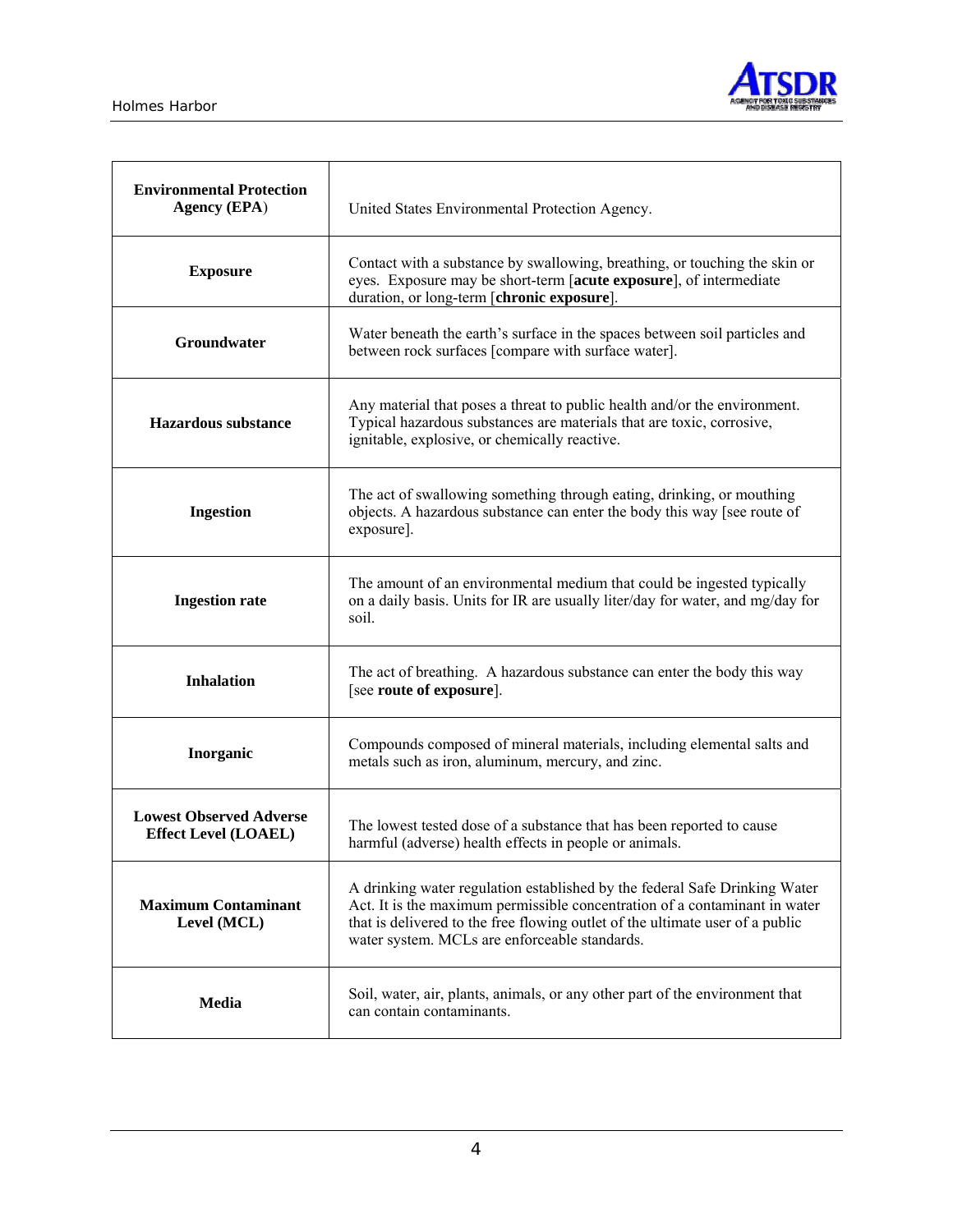| | |
|---|---|
| **Environmental Protection Agency (EPA)** | United States Environmental Protection Agency. |
| **Exposure** | Contact with a substance by swallowing, breathing, or touching the skin or eyes. Exposure may be short-term [**acute exposure**], of intermediate duration, or long-term [**chronic exposure**]. |
| **Groundwater** | Water beneath the earth's surface in the spaces between soil particles and between rock surfaces [compare with surface water]. |
| **Hazardous substance** | Any material that poses a threat to public health and/or the environment. Typical hazardous substances are materials that are toxic, corrosive, ignitable, explosive, or chemically reactive. |
| **Ingestion** | The act of swallowing something through eating, drinking, or mouthing objects. A hazardous substance can enter the body this way [see route of exposure]. |
| **Ingestion rate** | The amount of an environmental medium that could be ingested typically on a daily basis. Units for IR are usually liter/day for water, and mg/day for soil. |
| **Inhalation** | The act of breathing. A hazardous substance can enter the body this way [see **route of exposure**]. |
| **Inorganic** | Compounds composed of mineral materials, including elemental salts and metals such as iron, aluminum, mercury, and zinc. |
| **Lowest Observed Adverse Effect Level (LOAEL)** | The lowest tested dose of a substance that has been reported to cause harmful (adverse) health effects in people or animals. |
| **Maximum Contaminant Level (MCL)** | A drinking water regulation established by the federal Safe Drinking Water Act. It is the maximum permissible concentration of a contaminant in water that is delivered to the free flowing outlet of the ultimate user of a public water system. MCLs are enforceable standards. |
| **Media** | Soil, water, air, plants, animals, or any other part of the environment that can contain contaminants. |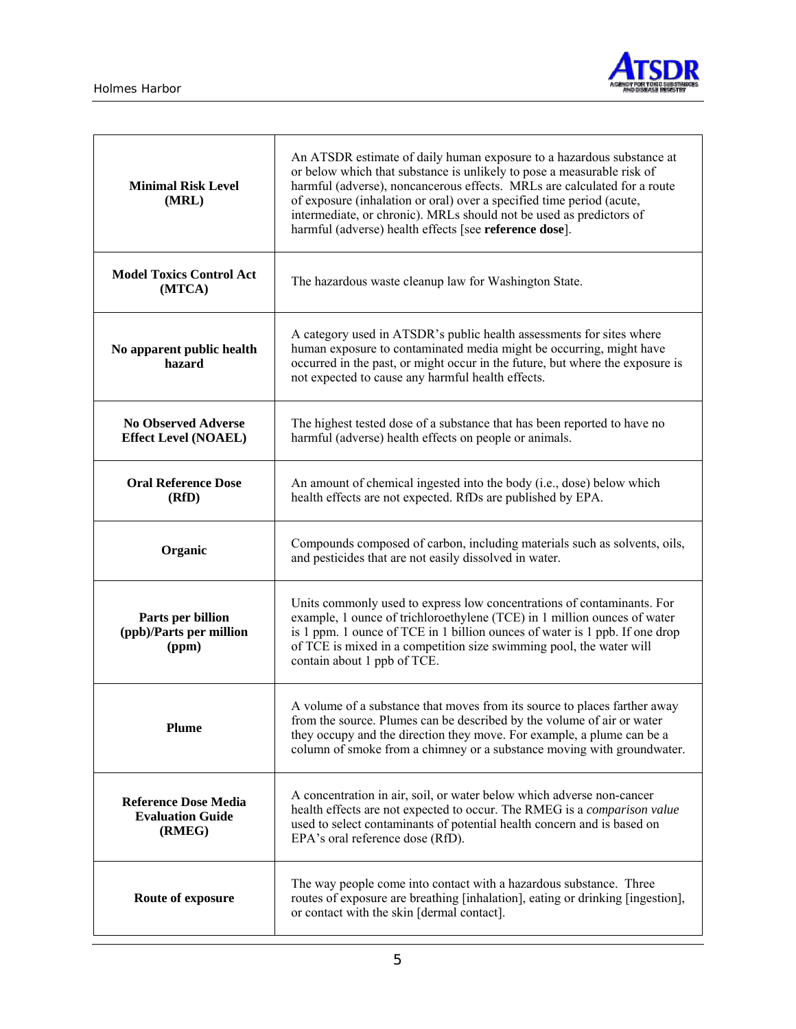| | |
|---|---|
| **Minimal Risk Level (MRL)** | An ATSDR estimate of daily human exposure to a hazardous substance at or below which that substance is unlikely to pose a measurable risk of harmful (adverse), noncancerous effects. MRLs are calculated for a route of exposure (inhalation or oral) over a specified time period (acute, intermediate, or chronic). MRLs should not be used as predictors of harmful (adverse) health effects [see **reference dose**]. |
| **Model Toxics Control Act (MTCA)** | The hazardous waste cleanup law for Washington State. |
| **No apparent public health hazard** | A category used in ATSDR's public health assessments for sites where human exposure to contaminated media might be occurring, might have occurred in the past, or might occur in the future, but where the exposure is not expected to cause any harmful health effects. |
| **No Observed Adverse Effect Level (NOAEL)** | The highest tested dose of a substance that has been reported to have no harmful (adverse) health effects on people or animals. |
| **Oral Reference Dose (RfD)** | An amount of chemical ingested into the body (i.e., dose) below which health effects are not expected. RfDs are published by EPA. |
| **Organic** | Compounds composed of carbon, including materials such as solvents, oils, and pesticides that are not easily dissolved in water. |
| **Parts per billion (ppb)/Parts per million (ppm)** | Units commonly used to express low concentrations of contaminants. For example, 1 ounce of trichloroethylene (TCE) in 1 million ounces of water is 1 ppm. 1 ounce of TCE in 1 billion ounces of water is 1 ppb. If one drop of TCE is mixed in a competition size swimming pool, the water will contain about 1 ppb of TCE. |
| **Plume** | A volume of a substance that moves from its source to places farther away from the source. Plumes can be described by the volume of air or water they occupy and the direction they move. For example, a plume can be a column of smoke from a chimney or a substance moving with groundwater. |
| **Reference Dose Media Evaluation Guide (RMEG)** | A concentration in air, soil, or water below which adverse non-cancer health effects are not expected to occur. The RMEG is a *comparison value* used to select contaminants of potential health concern and is based on EPA's oral reference dose (RfD). |
| **Route of exposure** | The way people come into contact with a hazardous substance. Three routes of exposure are breathing [inhalation], eating or drinking [ingestion], or contact with the skin [dermal contact]. |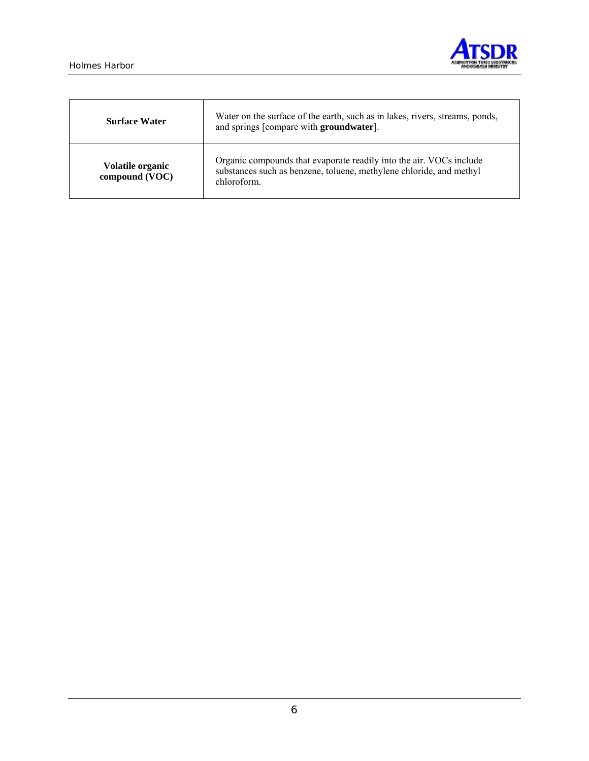| | |
|---|---|
| **Surface Water** | Water on the surface of the earth, such as in lakes, rivers, streams, ponds, and springs [compare with **groundwater**]. |
| **Volatile organic compound (VOC)** | Organic compounds that evaporate readily into the air. VOCs include substances such as benzene, toluene, methylene chloride, and methyl chloroform. |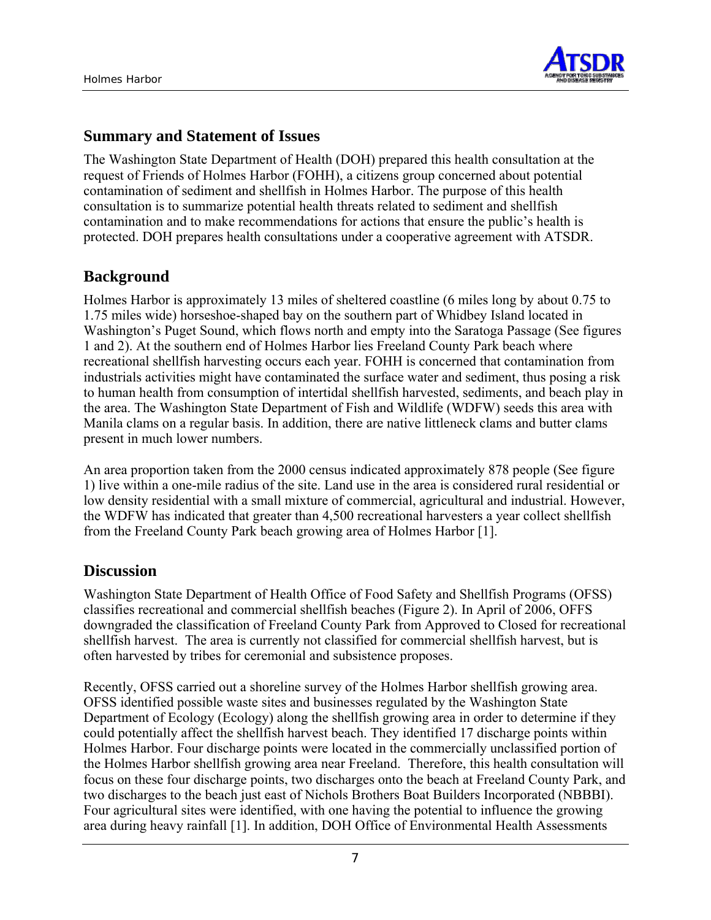## Summary and Statement of Issues

The Washington State Department of Health (DOH) prepared this health consultation at the request of Friends of Holmes Harbor (FOHH), a citizens group concerned about potential contamination of sediment and shellfish in Holmes Harbor. The purpose of this health consultation is to summarize potential health threats related to sediment and shellfish contamination and to make recommendations for actions that ensure the public's health is protected. DOH prepares health consultations under a cooperative agreement with ATSDR.

## Background

Holmes Harbor is approximately 13 miles of sheltered coastline (6 miles long by about 0.75 to 1.75 miles wide) horseshoe-shaped bay on the southern part of Whidbey Island located in Washington's Puget Sound, which flows north and empty into the Saratoga Passage (See figures 1 and 2). At the southern end of Holmes Harbor lies Freeland County Park beach where recreational shellfish harvesting occurs each year. FOHH is concerned that contamination from industrials activities might have contaminated the surface water and sediment, thus posing a risk to human health from consumption of intertidal shellfish harvested, sediments, and beach play in the area. The Washington State Department of Fish and Wildlife (WDFW) seeds this area with Manila clams on a regular basis. In addition, there are native littleneck clams and butter clams present in much lower numbers.

An area proportion taken from the 2000 census indicated approximately 878 people (See figure 1) live within a one-mile radius of the site. Land use in the area is considered rural residential or low density residential with a small mixture of commercial, agricultural and industrial. However, the WDFW has indicated that greater than 4,500 recreational harvesters a year collect shellfish from the Freeland County Park beach growing area of Holmes Harbor [1].

## Discussion

Washington State Department of Health Office of Food Safety and Shellfish Programs (OFSS) classifies recreational and commercial shellfish beaches (Figure 2). In April of 2006, OFFS downgraded the classification of Freeland County Park from Approved to Closed for recreational shellfish harvest. The area is currently not classified for commercial shellfish harvest, but is often harvested by tribes for ceremonial and subsistence proposes.

Recently, OFSS carried out a shoreline survey of the Holmes Harbor shellfish growing area. OFSS identified possible waste sites and businesses regulated by the Washington State Department of Ecology (Ecology) along the shellfish growing area in order to determine if they could potentially affect the shellfish harvest beach. They identified 17 discharge points within Holmes Harbor. Four discharge points were located in the commercially unclassified portion of the Holmes Harbor shellfish growing area near Freeland. Therefore, this health consultation will focus on these four discharge points, two discharges onto the beach at Freeland County Park, and two discharges to the beach just east of Nichols Brothers Boat Builders Incorporated (NBBBI). Four agricultural sites were identified, with one having the potential to influence the growing area during heavy rainfall [1]. In addition, DOH Office of Environmental Health Assessments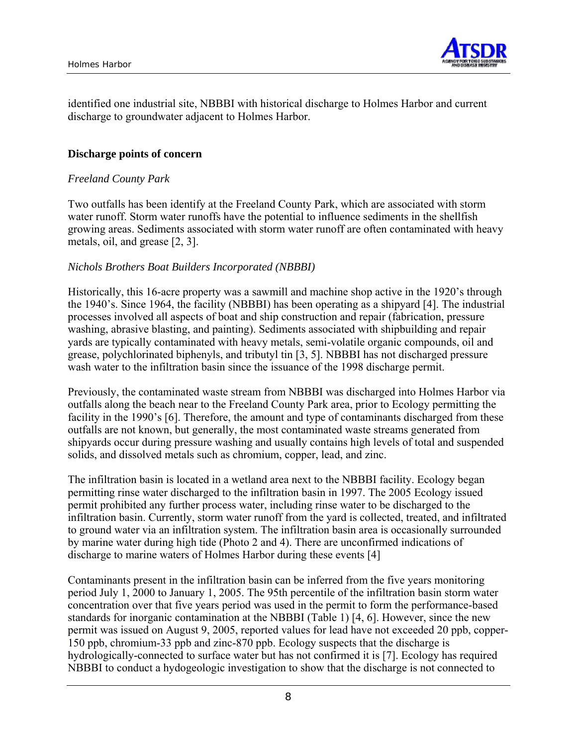identified one industrial site, NBBBI with historical discharge to Holmes Harbor and current discharge to groundwater adjacent to Holmes Harbor.

**Discharge points of concern**

*Freeland County Park*

Two outfalls has been identify at the Freeland County Park, which are associated with storm water runoff. Storm water runoffs have the potential to influence sediments in the shellfish growing areas. Sediments associated with storm water runoff are often contaminated with heavy metals, oil, and grease [2, 3].

*Nichols Brothers Boat Builders Incorporated (NBBBI)*

Historically, this 16-acre property was a sawmill and machine shop active in the 1920's through the 1940's. Since 1964, the facility (NBBBI) has been operating as a shipyard [4]. The industrial processes involved all aspects of boat and ship construction and repair (fabrication, pressure washing, abrasive blasting, and painting). Sediments associated with shipbuilding and repair yards are typically contaminated with heavy metals, semi-volatile organic compounds, oil and grease, polychlorinated biphenyls, and tributyl tin [3, 5]. NBBBI has not discharged pressure wash water to the infiltration basin since the issuance of the 1998 discharge permit.

Previously, the contaminated waste stream from NBBBI was discharged into Holmes Harbor via outfalls along the beach near to the Freeland County Park area, prior to Ecology permitting the facility in the 1990's [6]. Therefore, the amount and type of contaminants discharged from these outfalls are not known, but generally, the most contaminated waste streams generated from shipyards occur during pressure washing and usually contains high levels of total and suspended solids, and dissolved metals such as chromium, copper, lead, and zinc.

The infiltration basin is located in a wetland area next to the NBBBI facility. Ecology began permitting rinse water discharged to the infiltration basin in 1997. The 2005 Ecology issued permit prohibited any further process water, including rinse water to be discharged to the infiltration basin. Currently, storm water runoff from the yard is collected, treated, and infiltrated to ground water via an infiltration system. The infiltration basin area is occasionally surrounded by marine water during high tide (Photo 2 and 4). There are unconfirmed indications of discharge to marine waters of Holmes Harbor during these events [4]

Contaminants present in the infiltration basin can be inferred from the five years monitoring period July 1, 2000 to January 1, 2005. The 95th percentile of the infiltration basin storm water concentration over that five years period was used in the permit to form the performance-based standards for inorganic contamination at the NBBBI (Table 1) [4, 6]. However, since the new permit was issued on August 9, 2005, reported values for lead have not exceeded 20 ppb, copper-150 ppb, chromium-33 ppb and zinc-870 ppb. Ecology suspects that the discharge is hydrologically-connected to surface water but has not confirmed it is [7]. Ecology has required NBBBI to conduct a hydogeologic investigation to show that the discharge is not connected to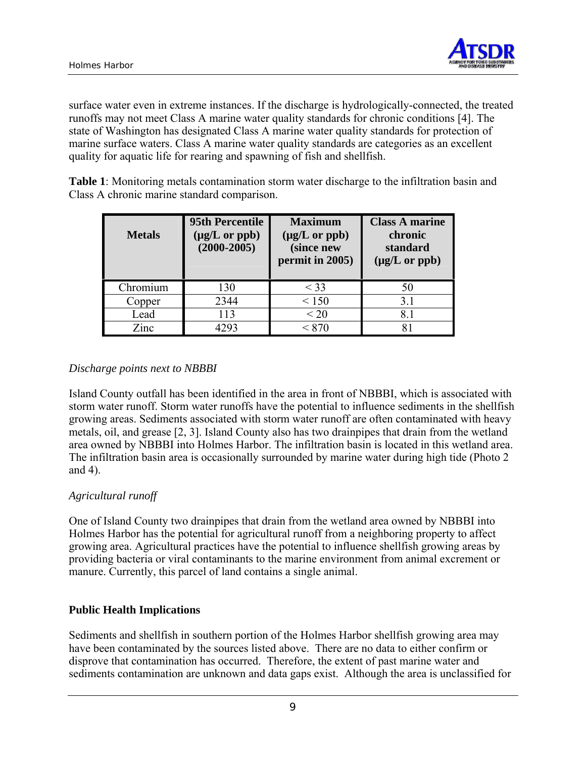surface water even in extreme instances. If the discharge is hydrologically-connected, the treated runoffs may not meet Class A marine water quality standards for chronic conditions [4]. The state of Washington has designated Class A marine water quality standards for protection of marine surface waters. Class A marine water quality standards are categories as an excellent quality for aquatic life for rearing and spawning of fish and shellfish.

**Table 1**: Monitoring metals contamination storm water discharge to the infiltration basin and Class A chronic marine standard comparison.

| Metals | 95th Percentile (µg/L or ppb) (2000-2005) | Maximum (µg/L or ppb) (since new permit in 2005) | Class A marine chronic standard (µg/L or ppb) |
|---|---|---|---|
| Chromium | 130 | < 33 | 50 |
| Copper | 2344 | < 150 | 3.1 |
| Lead | 113 | < 20 | 8.1 |
| Zinc | 4293 | < 870 | 81 |

*Discharge points next to NBBBI*

Island County outfall has been identified in the area in front of NBBBI, which is associated with storm water runoff. Storm water runoffs have the potential to influence sediments in the shellfish growing areas. Sediments associated with storm water runoff are often contaminated with heavy metals, oil, and grease [2, 3]. Island County also has two drainpipes that drain from the wetland area owned by NBBBI into Holmes Harbor. The infiltration basin is located in this wetland area. The infiltration basin area is occasionally surrounded by marine water during high tide (Photo 2 and 4).

*Agricultural runoff*

One of Island County two drainpipes that drain from the wetland area owned by NBBBI into Holmes Harbor has the potential for agricultural runoff from a neighboring property to affect growing area. Agricultural practices have the potential to influence shellfish growing areas by providing bacteria or viral contaminants to the marine environment from animal excrement or manure. Currently, this parcel of land contains a single animal.

**Public Health Implications**

Sediments and shellfish in southern portion of the Holmes Harbor shellfish growing area may have been contaminated by the sources listed above. There are no data to either confirm or disprove that contamination has occurred. Therefore, the extent of past marine water and sediments contamination are unknown and data gaps exist. Although the area is unclassified for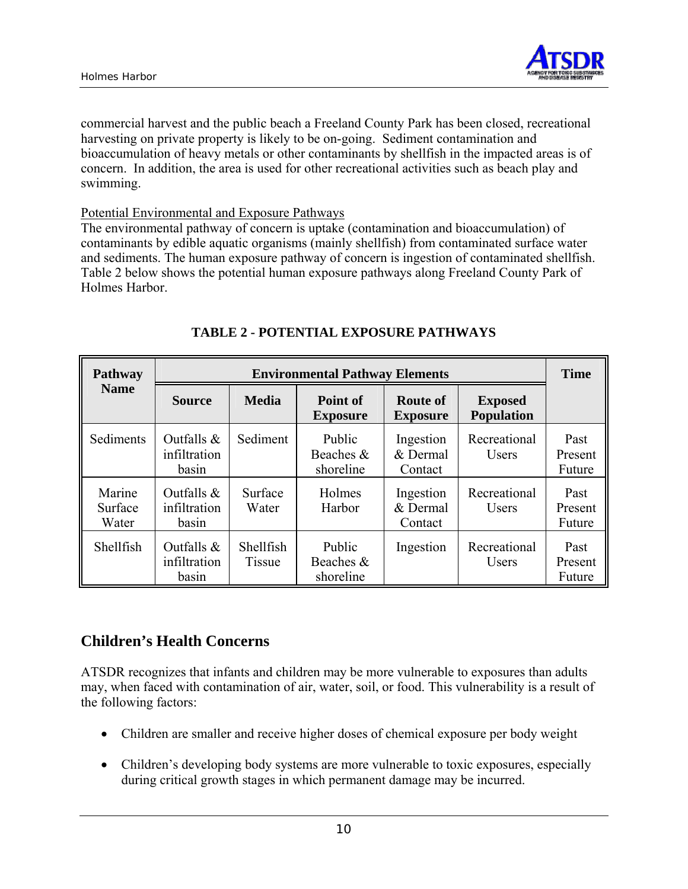commercial harvest and the public beach a Freeland County Park has been closed, recreational harvesting on private property is likely to be on-going. Sediment contamination and bioaccumulation of heavy metals or other contaminants by shellfish in the impacted areas is of concern. In addition, the area is used for other recreational activities such as beach play and swimming.

Potential Environmental and Exposure Pathways

The environmental pathway of concern is uptake (contamination and bioaccumulation) of contaminants by edible aquatic organisms (mainly shellfish) from contaminated surface water and sediments. The human exposure pathway of concern is ingestion of contaminated shellfish. Table 2 below shows the potential human exposure pathways along Freeland County Park of Holmes Harbor.

**TABLE 2 - POTENTIAL EXPOSURE PATHWAYS**

| Pathway Name | Environmental Pathway Elements | | | | | Time |
|---|---|---|---|---|---|---|
| | Source | Media | Point of Exposure | Route of Exposure | Exposed Population | |
| Sediments | Outfalls & infiltration basin | Sediment | Public Beaches & shoreline | Ingestion & Dermal Contact | Recreational Users | Past Present Future |
| Marine Surface Water | Outfalls & infiltration basin | Surface Water | Holmes Harbor | Ingestion & Dermal Contact | Recreational Users | Past Present Future |
| Shellfish | Outfalls & infiltration basin | Shellfish Tissue | Public Beaches & shoreline | Ingestion | Recreational Users | Past Present Future |

## Children's Health Concerns

ATSDR recognizes that infants and children may be more vulnerable to exposures than adults may, when faced with contamination of air, water, soil, or food. This vulnerability is a result of the following factors:

- Children are smaller and receive higher doses of chemical exposure per body weight
- Children's developing body systems are more vulnerable to toxic exposures, especially during critical growth stages in which permanent damage may be incurred.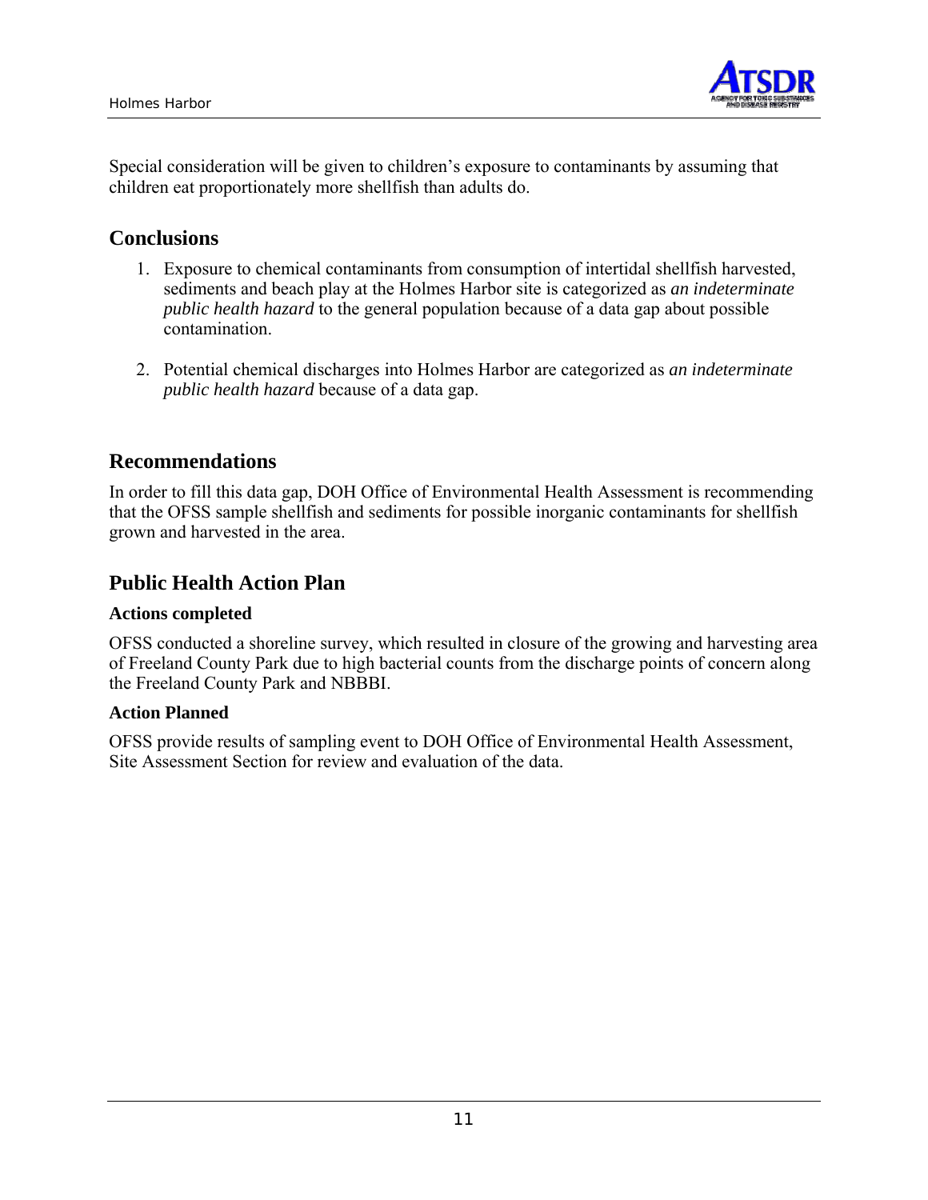Special consideration will be given to children's exposure to contaminants by assuming that children eat proportionately more shellfish than adults do.

## Conclusions

1. Exposure to chemical contaminants from consumption of intertidal shellfish harvested, sediments and beach play at the Holmes Harbor site is categorized as *an indeterminate public health hazard* to the general population because of a data gap about possible contamination.

2. Potential chemical discharges into Holmes Harbor are categorized as *an indeterminate public health hazard* because of a data gap.

## Recommendations

In order to fill this data gap, DOH Office of Environmental Health Assessment is recommending that the OFSS sample shellfish and sediments for possible inorganic contaminants for shellfish grown and harvested in the area.

## Public Health Action Plan

### Actions completed

OFSS conducted a shoreline survey, which resulted in closure of the growing and harvesting area of Freeland County Park due to high bacterial counts from the discharge points of concern along the Freeland County Park and NBBBI.

### Action Planned

OFSS provide results of sampling event to DOH Office of Environmental Health Assessment, Site Assessment Section for review and evaluation of the data.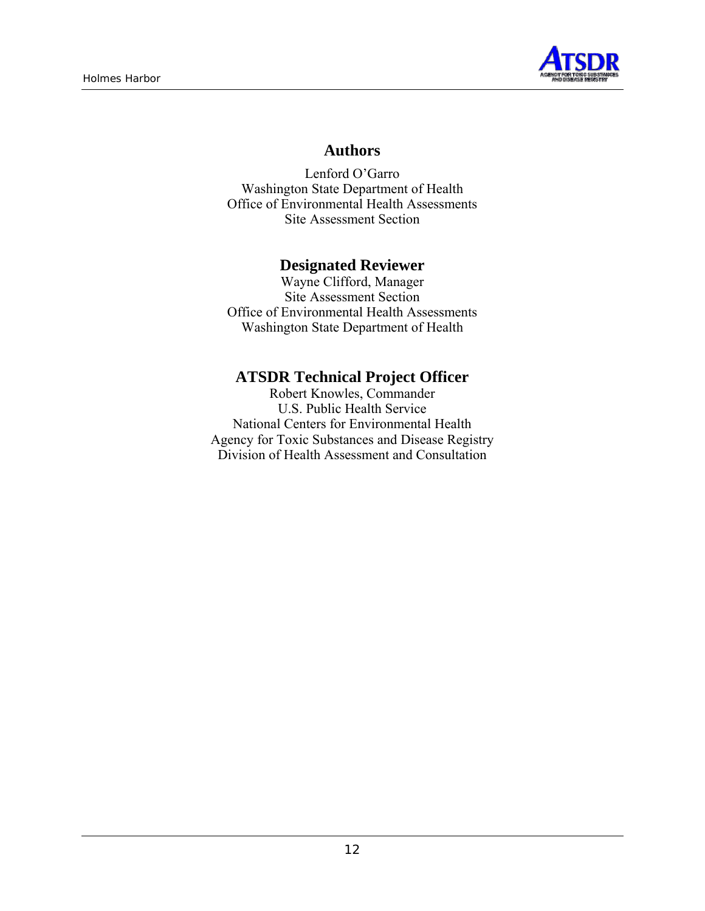## Authors

Lenford O'Garro
Washington State Department of Health
Office of Environmental Health Assessments
Site Assessment Section

## Designated Reviewer

Wayne Clifford, Manager
Site Assessment Section
Office of Environmental Health Assessments
Washington State Department of Health

## ATSDR Technical Project Officer

Robert Knowles, Commander
U.S. Public Health Service
National Centers for Environmental Health
Agency for Toxic Substances and Disease Registry
Division of Health Assessment and Consultation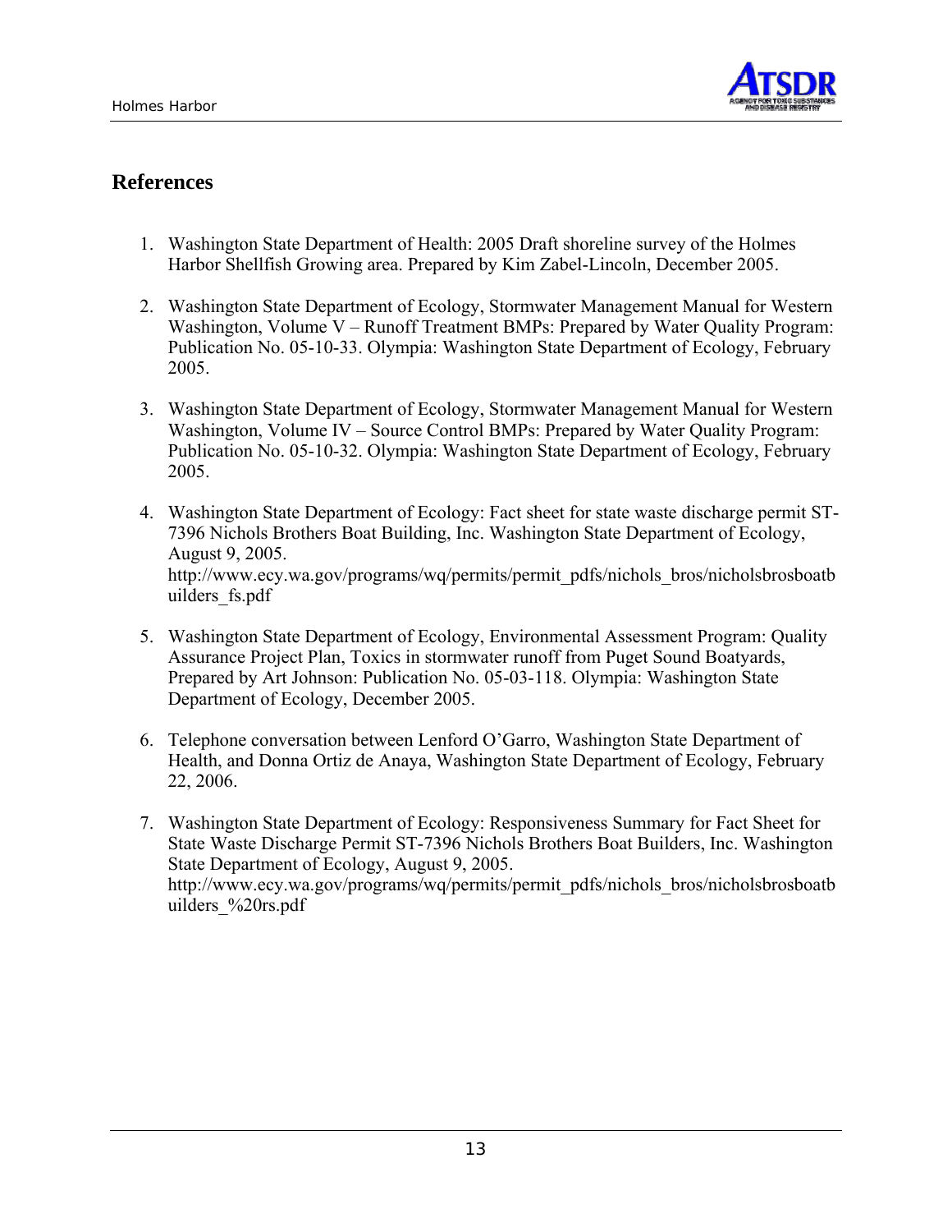## References

1. Washington State Department of Health: 2005 Draft shoreline survey of the Holmes Harbor Shellfish Growing area. Prepared by Kim Zabel-Lincoln, December 2005.

2. Washington State Department of Ecology, Stormwater Management Manual for Western Washington, Volume V – Runoff Treatment BMPs: Prepared by Water Quality Program: Publication No. 05-10-33. Olympia: Washington State Department of Ecology, February 2005.

3. Washington State Department of Ecology, Stormwater Management Manual for Western Washington, Volume IV – Source Control BMPs: Prepared by Water Quality Program: Publication No. 05-10-32. Olympia: Washington State Department of Ecology, February 2005.

4. Washington State Department of Ecology: Fact sheet for state waste discharge permit ST-7396 Nichols Brothers Boat Building, Inc. Washington State Department of Ecology, August 9, 2005. http://www.ecy.wa.gov/programs/wq/permits/permit_pdfs/nichols_bros/nicholsbrosboatbuilders_fs.pdf

5. Washington State Department of Ecology, Environmental Assessment Program: Quality Assurance Project Plan, Toxics in stormwater runoff from Puget Sound Boatyards, Prepared by Art Johnson: Publication No. 05-03-118. Olympia: Washington State Department of Ecology, December 2005.

6. Telephone conversation between Lenford O'Garro, Washington State Department of Health, and Donna Ortiz de Anaya, Washington State Department of Ecology, February 22, 2006.

7. Washington State Department of Ecology: Responsiveness Summary for Fact Sheet for State Waste Discharge Permit ST-7396 Nichols Brothers Boat Builders, Inc. Washington State Department of Ecology, August 9, 2005. http://www.ecy.wa.gov/programs/wq/permits/permit_pdfs/nichols_bros/nicholsbrosboatbuilders_%20rs.pdf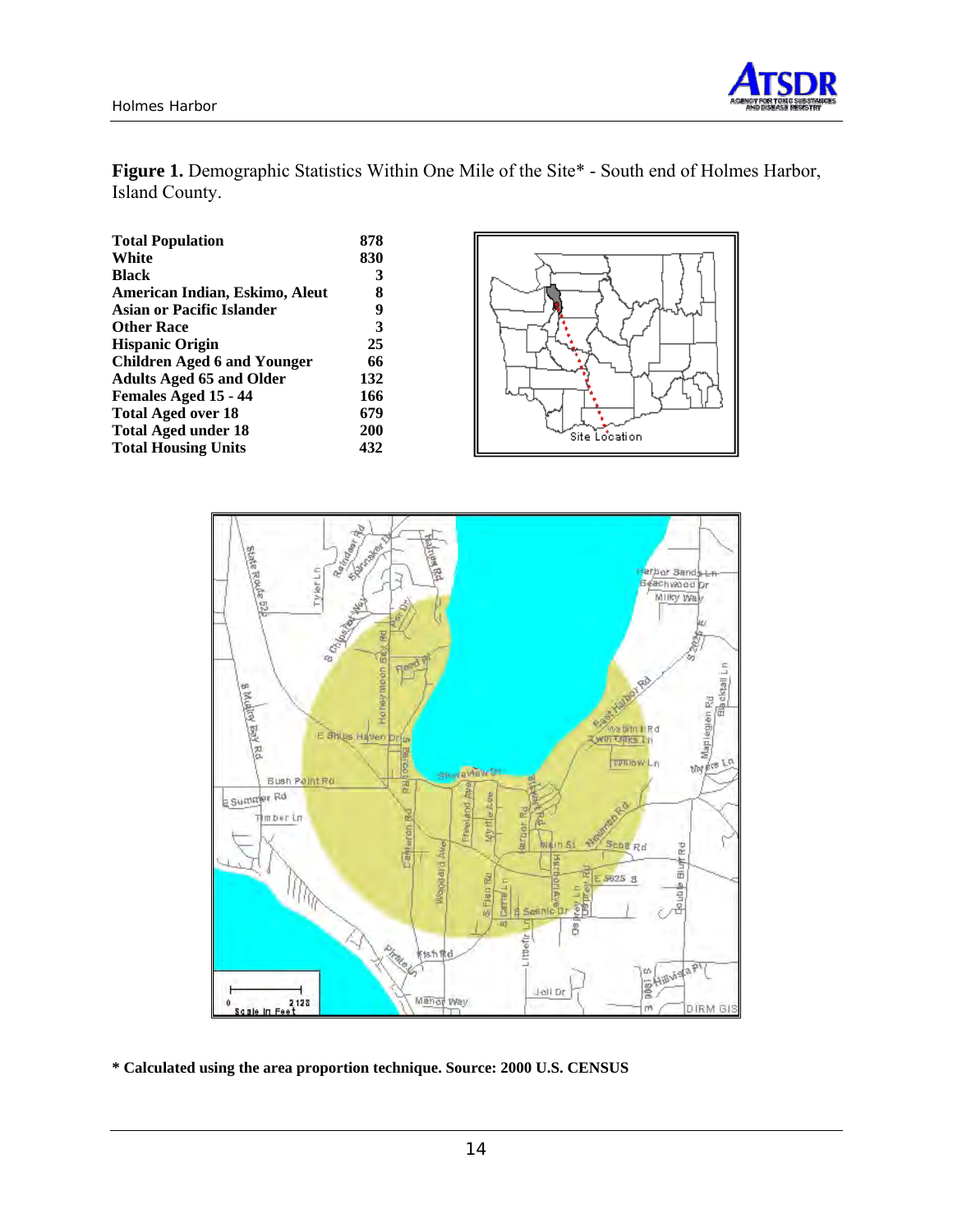**Figure 1.** Demographic Statistics Within One Mile of the Site* - South end of Holmes Harbor, Island County.

| | |
|---|---|
| **Total Population** | **878** |
| **White** | **830** |
| **Black** | **3** |
| **American Indian, Eskimo, Aleut** | **8** |
| **Asian or Pacific Islander** | **9** |
| **Other Race** | **3** |
| **Hispanic Origin** | **25** |
| **Children Aged 6 and Younger** | **66** |
| **Adults Aged 65 and Older** | **132** |
| **Females Aged 15 - 44** | **166** |
| **Total Aged over 18** | **679** |
| **Total Aged under 18** | **200** |
| **Total Housing Units** | **432** |

**\* Calculated using the area proportion technique. Source: 2000 U.S. CENSUS**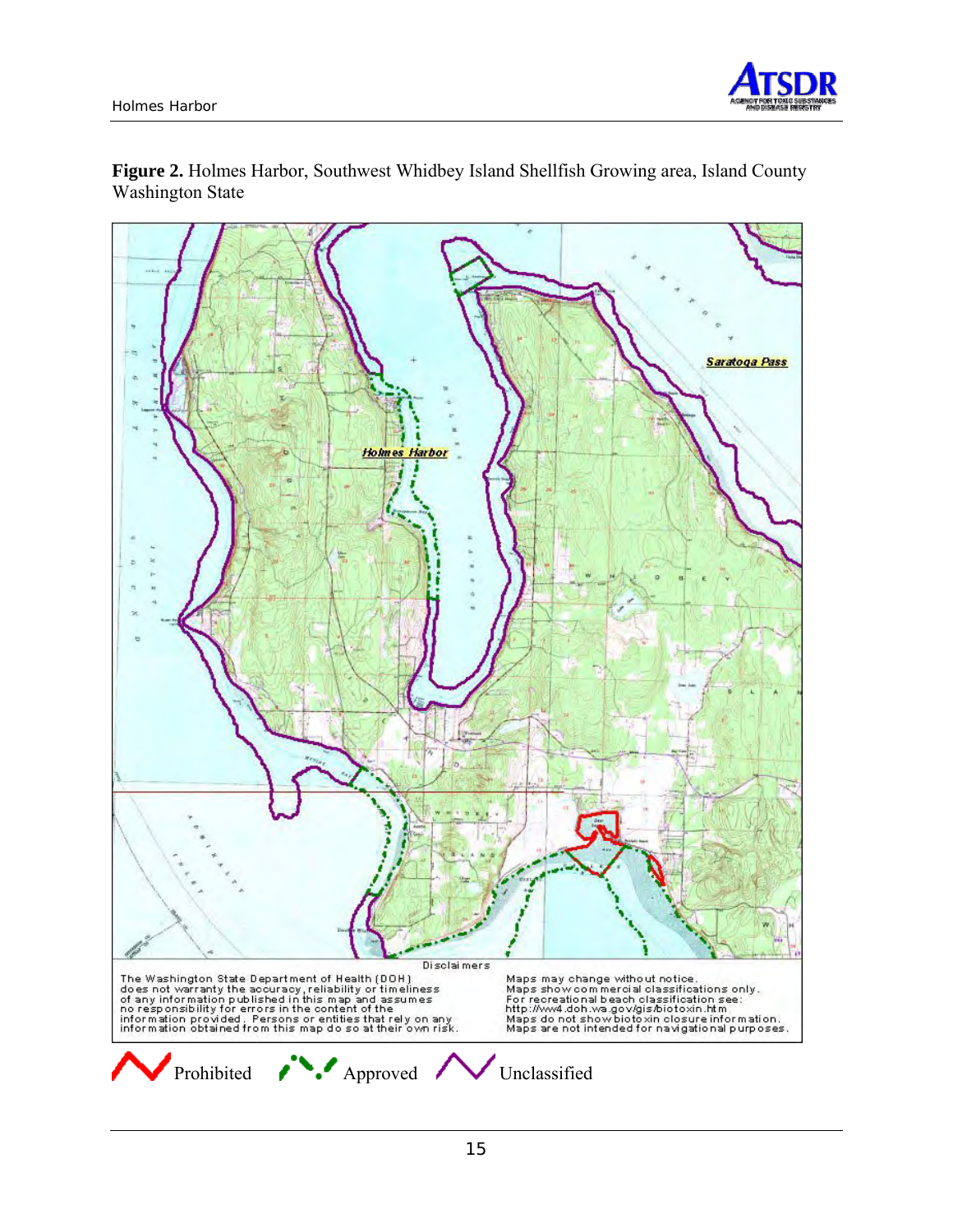**Figure 2.** Holmes Harbor, Southwest Whidbey Island Shellfish Growing area, Island County Washington State

Disclaimers

The Washington State Department of Health (DOH) does not warranty the accuracy, reliability or timeliness of any information published in this map and assumes no responsibility for errors in the content of the information provided. Persons or entities that rely on any information obtained from this map do so at their own risk.

Maps may change without notice.
Maps show commercial classifications only.
For recreational beach classification see: http://ww4.doh.wa.gov/gis/biotoxin.htm
Maps do not show biotoxin closure information.
Maps are not intended for navigational purposes.

Prohibited    Approved    Unclassified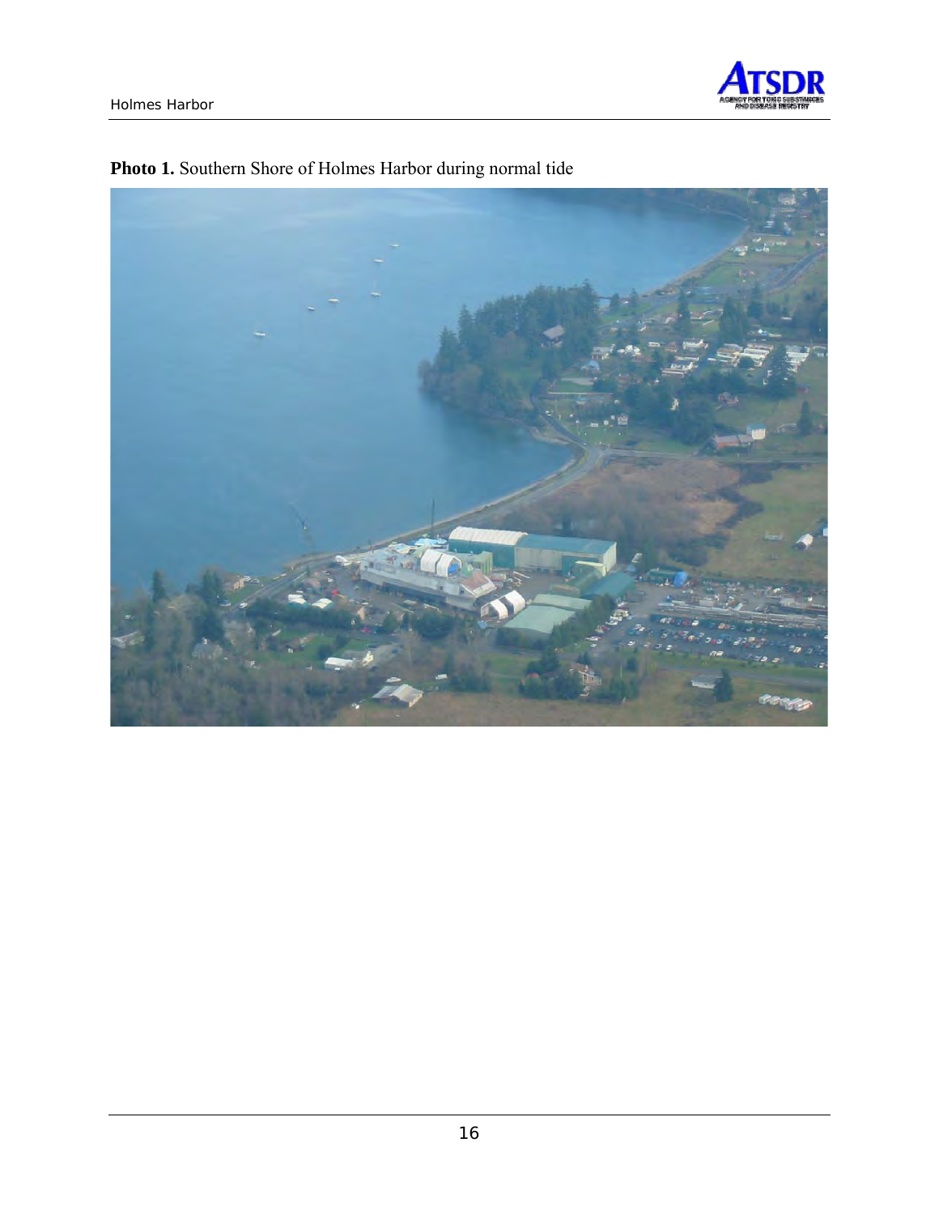**Photo 1.** Southern Shore of Holmes Harbor during normal tide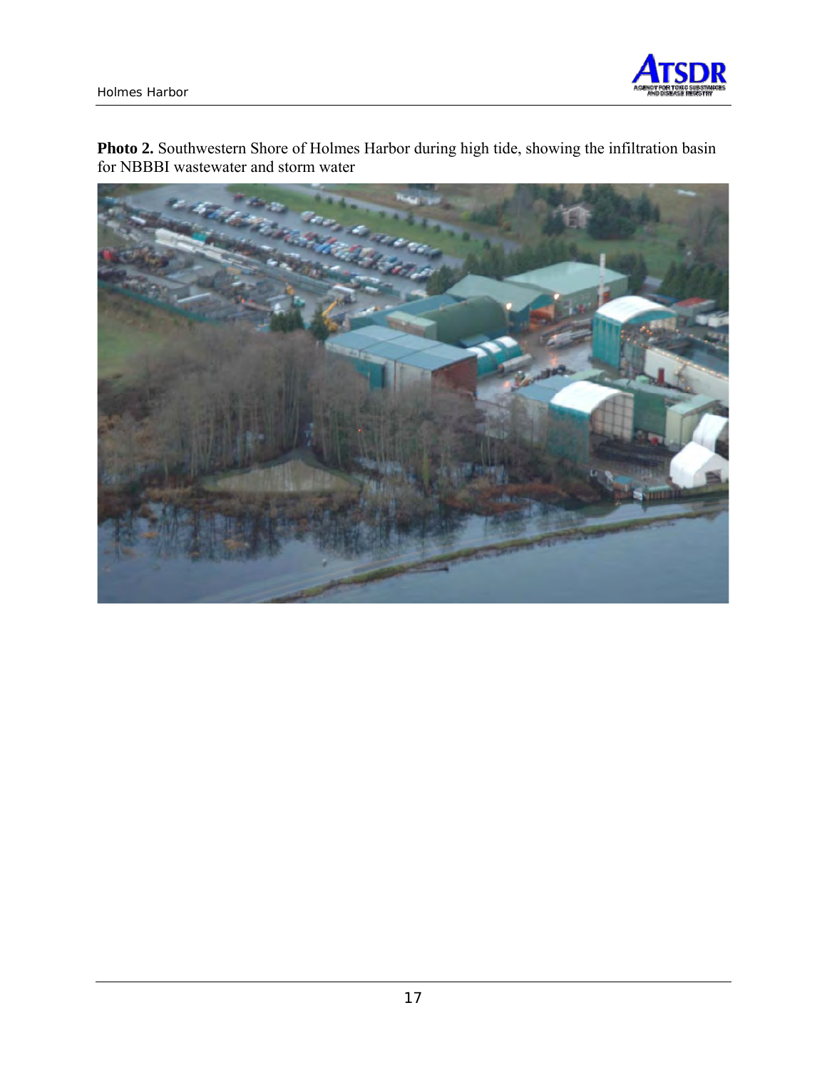**Photo 2.** Southwestern Shore of Holmes Harbor during high tide, showing the infiltration basin for NBBBI wastewater and storm water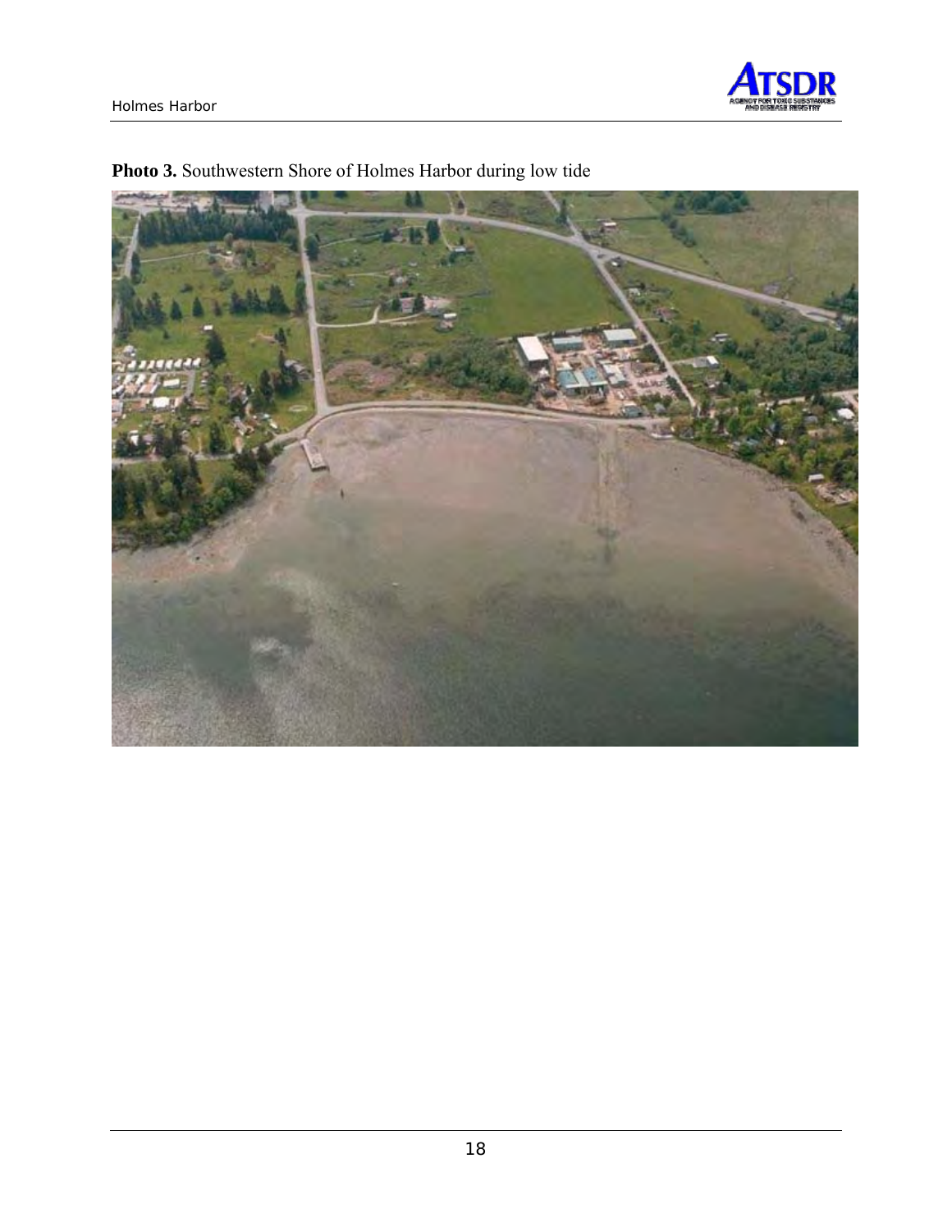**Photo 3.** Southwestern Shore of Holmes Harbor during low tide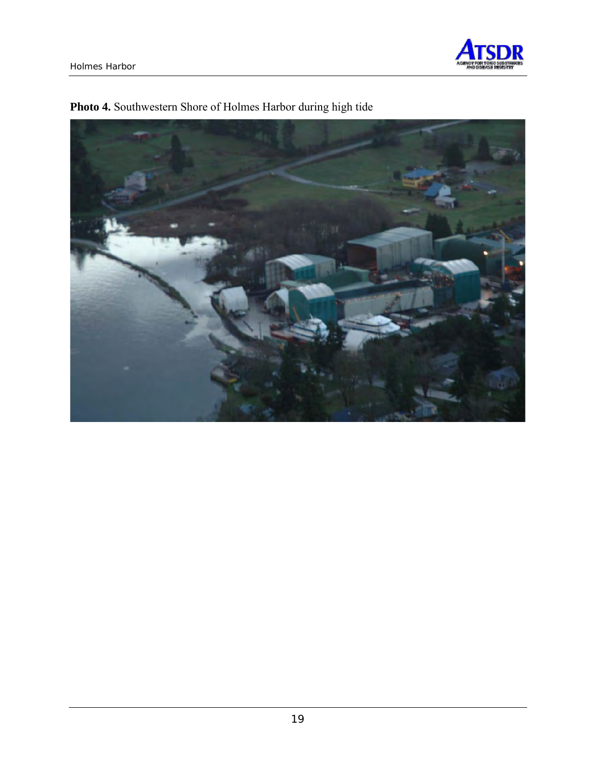**Photo 4.** Southwestern Shore of Holmes Harbor during high tide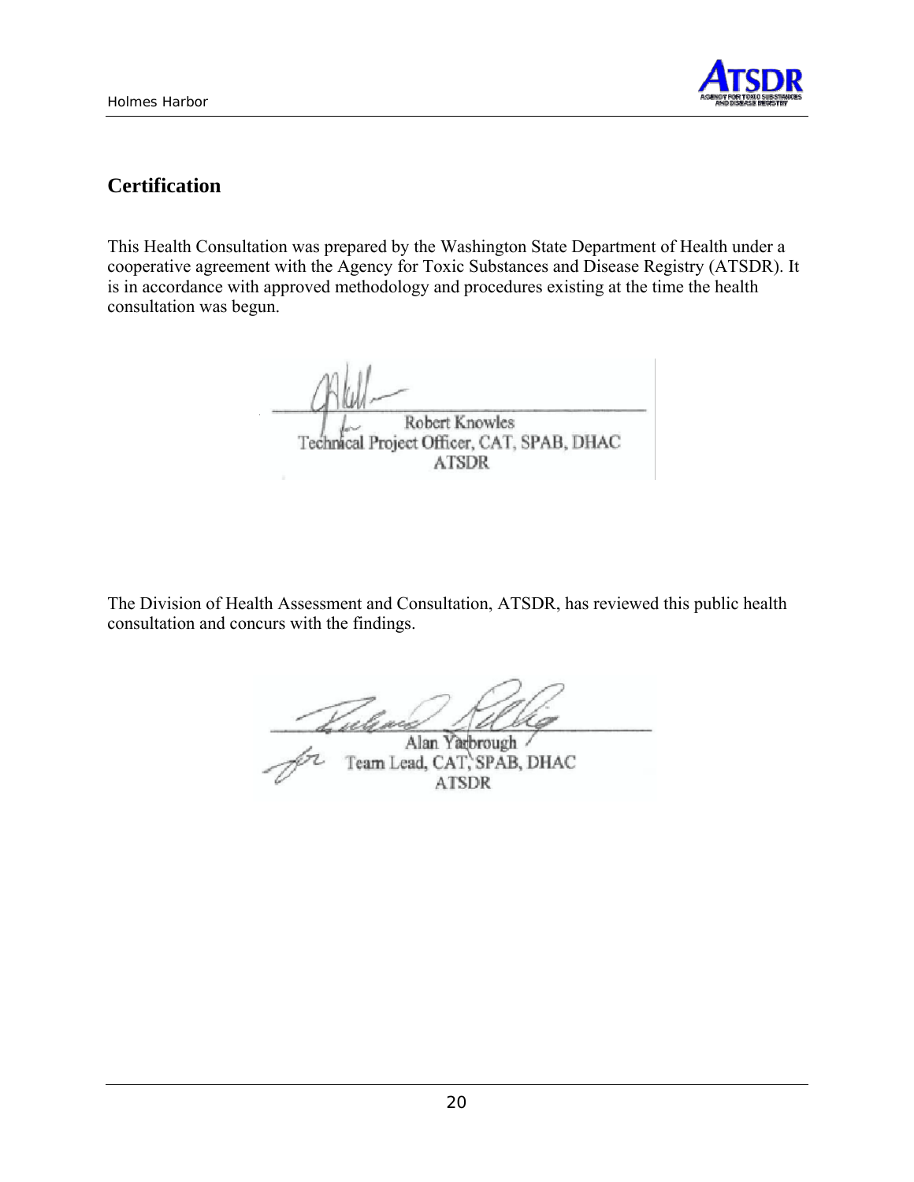## Certification

This Health Consultation was prepared by the Washington State Department of Health under a cooperative agreement with the Agency for Toxic Substances and Disease Registry (ATSDR). It is in accordance with approved methodology and procedures existing at the time the health consultation was begun.

Robert Knowles
Technical Project Officer, CAT, SPAB, DHAC
ATSDR

The Division of Health Assessment and Consultation, ATSDR, has reviewed this public health consultation and concurs with the findings.

Alan Yarbrough
Team Lead, CAT, SPAB, DHAC
ATSDR